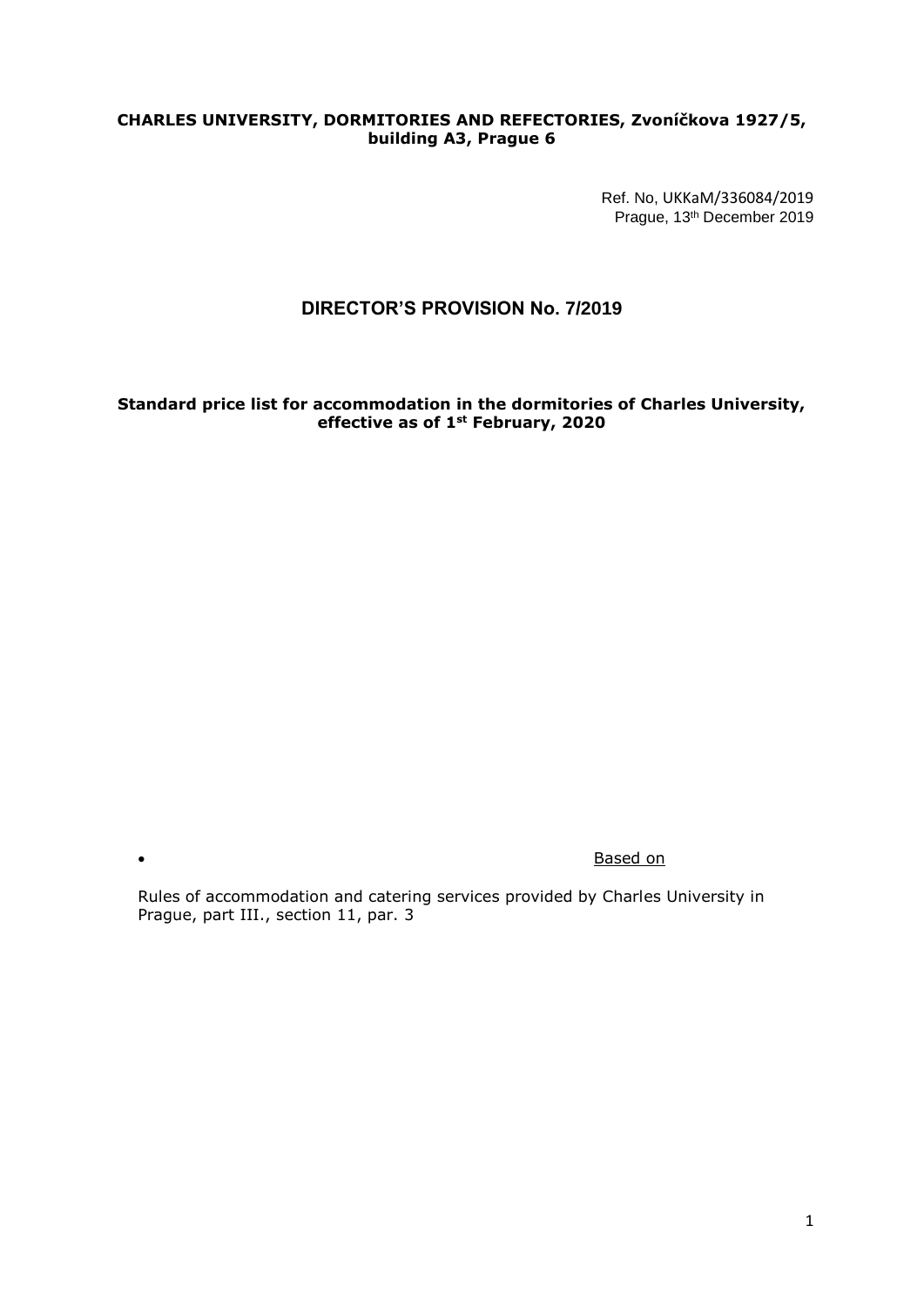**CHARLES UNIVERSITY, DORMITORIES AND REFECTORIES, Zvoníčkova 1927/5, building A3, Prague 6**

Ref. No, UKKaM/336084/2019
Prague, 13th December 2019

# DIRECTOR'S PROVISION No. 7/2019

**Standard price list for accommodation in the dormitories of Charles University, effective as of 1st February, 2020**

- Based on

Rules of accommodation and catering services provided by Charles University in Prague, part III., section 11, par. 3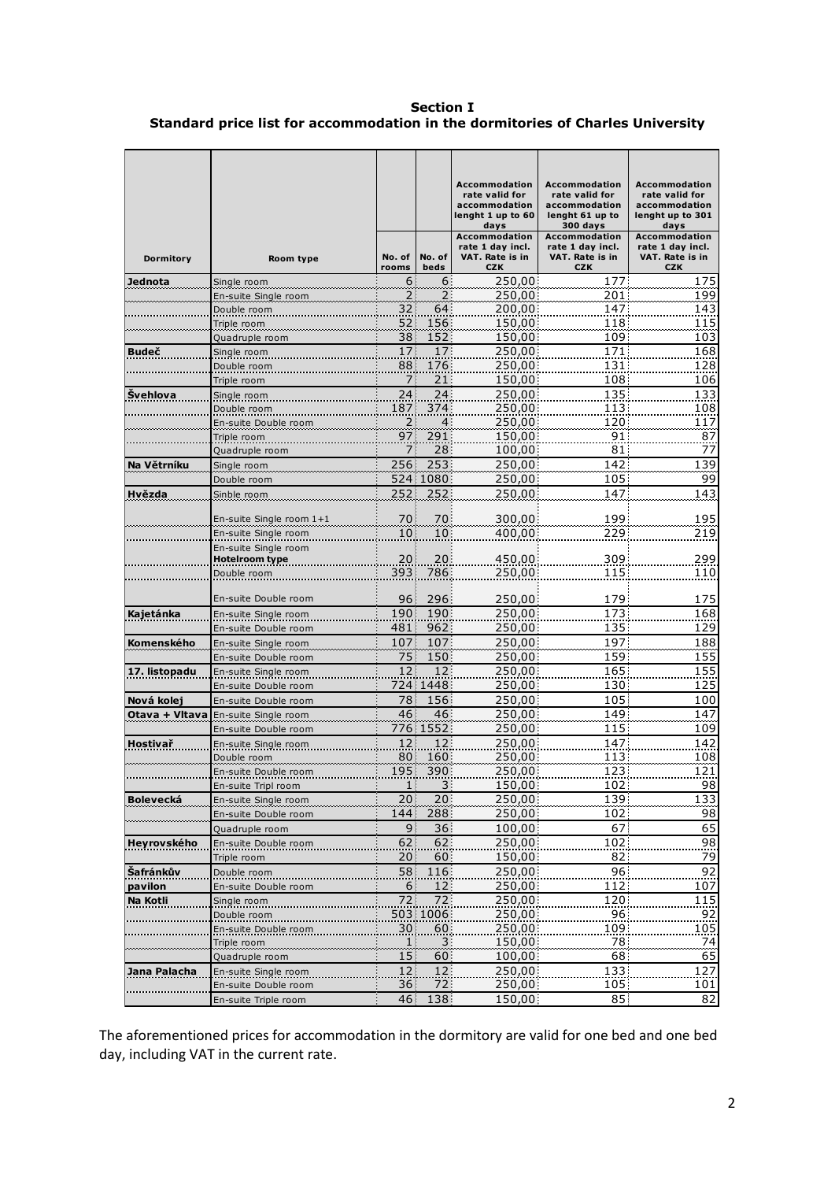**Section I**
**Standard price list for accommodation in the dormitories of Charles University**

| Dormitory | Room type | No. of rooms | No. of beds | Accommodation rate valid for accommodation lenght 1 up to 60 days<br>Accommodation rate 1 day incl. VAT. Rate is in CZK | Accommodation rate valid for accommodation lenght 61 up to 300 days<br>Accommodation rate 1 day incl. VAT. Rate is in CZK | Accommodation rate valid for accommodation lenght up to 301 days<br>Accommodation rate 1 day incl. VAT. Rate is in CZK |
|---|---|---|---|---|---|---|
| **Jednota** | Single room | 6 | 6 | 250,00 | 177 | 175 |
| | En-suite Single room | 2 | 2 | 250,00 | 201 | 199 |
| | Double room | 32 | 64 | 200,00 | 147 | 143 |
| | Triple room | 52 | 156 | 150,00 | 118 | 115 |
| | Quadruple room | 38 | 152 | 150,00 | 109 | 103 |
| **Budeč** | Single room | 17 | 17 | 250,00 | 171 | 168 |
| | Double room | 88 | 176 | 250,00 | 131 | 128 |
| | Triple room | 7 | 21 | 150,00 | 108 | 106 |
| **Švehlova** | Single room | 24 | 24 | 250,00 | 135 | 133 |
| | Double room | 187 | 374 | 250,00 | 113 | 108 |
| | En-suite Double room | 2 | 4 | 250,00 | 120 | 117 |
| | Triple room | 97 | 291 | 150,00 | 91 | 87 |
| | Quadruple room | 7 | 28 | 100,00 | 81 | 77 |
| **Na Větrníku** | Single room | 256 | 253 | 250,00 | 142 | 139 |
| | Double room | 524 | 1080 | 250,00 | 105 | 99 |
| **Hvězda** | Sinble room | 252 | 252 | 250,00 | 147 | 143 |
| | En-suite Single room 1+1 | 70 | 70 | 300,00 | 199 | 195 |
| | En-suite Single room | 10 | 10 | 400,00 | 229 | 219 |
| | En-suite Single room **Hotelroom type** | 20 | 20 | 450,00 | 309 | 299 |
| | Double room | 393 | 786 | 250,00 | 115 | 110 |
| | En-suite Double room | 96 | 296 | 250,00 | 179 | 175 |
| **Kajetánka** | En-suite Single room | 190 | 190 | 250,00 | 173 | 168 |
| | En-suite Double room | 481 | 962 | 250,00 | 135 | 129 |
| **Komenského** | En-suite Single room | 107 | 107 | 250,00 | 197 | 188 |
| | En-suite Double room | 75 | 150 | 250,00 | 159 | 155 |
| **17. listopadu** | En-suite Single room | 12 | 12 | 250,00 | 165 | 155 |
| | En-suite Double room | 724 | 1448 | 250,00 | 130 | 125 |
| **Nová kolej** | En-suite Double room | 78 | 156 | 250,00 | 105 | 100 |
| **Otava + Vltava** | En-suite Single room | 46 | 46 | 250,00 | 149 | 147 |
| | En-suite Double room | 776 | 1552 | 250,00 | 115 | 109 |
| **Hostivař** | En-suite Single room | 12 | 12 | 250,00 | 147 | 142 |
| | Double room | 80 | 160 | 250,00 | 113 | 108 |
| | En-suite Double room | 195 | 390 | 250,00 | 123 | 121 |
| | En-suite Tripl room | 1 | 3 | 150,00 | 102 | 98 |
| **Bolevecká** | En-suite Single room | 20 | 20 | 250,00 | 139 | 133 |
| | En-suite Double room | 144 | 288 | 250,00 | 102 | 98 |
| | Quadruple room | 9 | 36 | 100,00 | 67 | 65 |
| **Heyrovského** | En-suite Double room | 62 | 62 | 250,00 | 102 | 98 |
| | Triple room | 20 | 60 | 150,00 | 82 | 79 |
| **Šafránkův** | Double room | 58 | 116 | 250,00 | 96 | 92 |
| **pavilon** | En-suite Double room | 6 | 12 | 250,00 | 112 | 107 |
| **Na Kotli** | Single room | 72 | 72 | 250,00 | 120 | 115 |
| | Double room | 503 | 1006 | 250,00 | 96 | 92 |
| | En-suite Double room | 30 | 60 | 250,00 | 109 | 105 |
| | Triple room | 1 | 3 | 150,00 | 78 | 74 |
| | Quadruple room | 15 | 60 | 100,00 | 68 | 65 |
| **Jana Palacha** | En-suite Single room | 12 | 12 | 250,00 | 133 | 127 |
| | En-suite Double room | 36 | 72 | 250,00 | 105 | 101 |
| | En-suite Triple room | 46 | 138 | 150,00 | 85 | 82 |

The aforementioned prices for accommodation in the dormitory are valid for one bed and one bed day, including VAT in the current rate.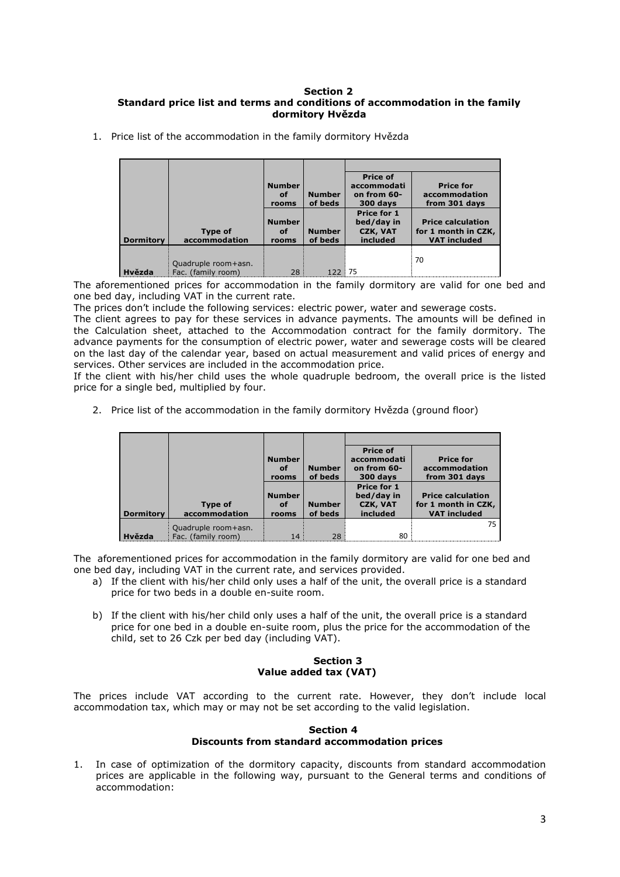## Section 2
## Standard price list and terms and conditions of accommodation in the family dormitory Hvězda

1. Price list of the accommodation in the family dormitory Hvězda

| | | Number of rooms | Number of beds | Price of accommodati on from 60-300 days | Price for accommodation from 301 days |
|---|---|---|---|---|---|
| **Dormitory** | **Type of accommodation** | **Number of rooms** | **Number of beds** | **Price for 1 bed/day in CZK, VAT included** | **Price calculation for 1 month in CZK, VAT included** |
| **Hvězda** | Quadruple room+asn. Fac. (family room) | 28 | 122 | 75 | 70 |

The aforementioned prices for accommodation in the family dormitory are valid for one bed and one bed day, including VAT in the current rate.

The prices don't include the following services: electric power, water and sewerage costs.

The client agrees to pay for these services in advance payments. The amounts will be defined in the Calculation sheet, attached to the Accommodation contract for the family dormitory. The advance payments for the consumption of electric power, water and sewerage costs will be cleared on the last day of the calendar year, based on actual measurement and valid prices of energy and services. Other services are included in the accommodation price.

If the client with his/her child uses the whole quadruple bedroom, the overall price is the listed price for a single bed, multiplied by four.

2. Price list of the accommodation in the family dormitory Hvězda (ground floor)

| | | Number of rooms | Number of beds | Price of accommodati on from 60-300 days | Price for accommodation from 301 days |
|---|---|---|---|---|---|
| **Dormitory** | **Type of accommodation** | **Number of rooms** | **Number of beds** | **Price for 1 bed/day in CZK, VAT included** | **Price calculation for 1 month in CZK, VAT included** |
| **Hvězda** | Quadruple room+asn. Fac. (family room) | 14 | 28 | 80 | 75 |

The aforementioned prices for accommodation in the family dormitory are valid for one bed and one bed day, including VAT in the current rate, and services provided.

a) If the client with his/her child only uses a half of the unit, the overall price is a standard price for two beds in a double en-suite room.

b) If the client with his/her child only uses a half of the unit, the overall price is a standard price for one bed in a double en-suite room, plus the price for the accommodation of the child, set to 26 Czk per bed day (including VAT).

## Section 3
## Value added tax (VAT)

The prices include VAT according to the current rate. However, they don't include local accommodation tax, which may or may not be set according to the valid legislation.

## Section 4
## Discounts from standard accommodation prices

1. In case of optimization of the dormitory capacity, discounts from standard accommodation prices are applicable in the following way, pursuant to the General terms and conditions of accommodation: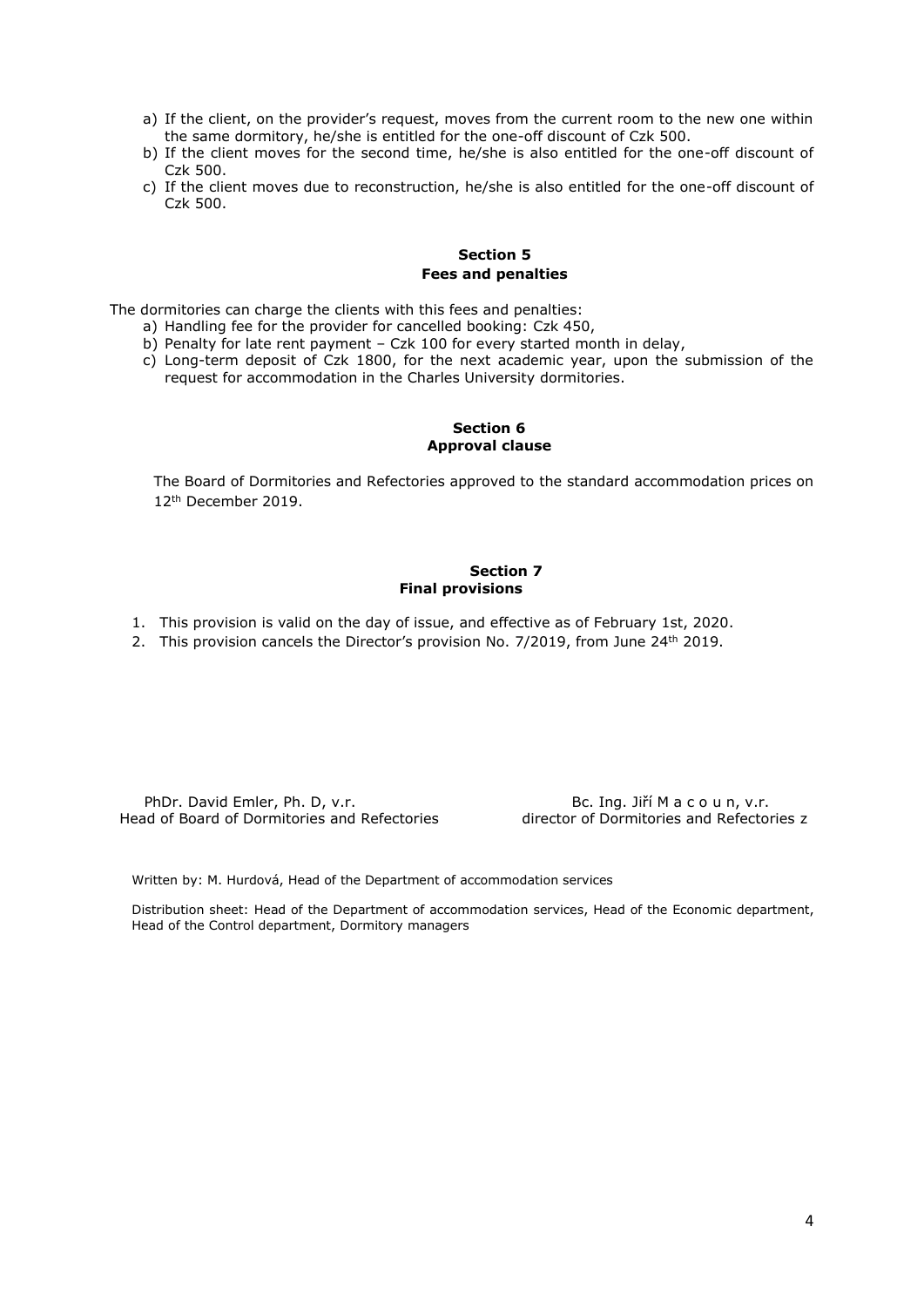a) If the client, on the provider's request, moves from the current room to the new one within the same dormitory, he/she is entitled for the one-off discount of Czk 500.
b) If the client moves for the second time, he/she is also entitled for the one-off discount of Czk 500.
c) If the client moves due to reconstruction, he/she is also entitled for the one-off discount of Czk 500.

**Section 5**
**Fees and penalties**

The dormitories can charge the clients with this fees and penalties:

a) Handling fee for the provider for cancelled booking: Czk 450,
b) Penalty for late rent payment – Czk 100 for every started month in delay,
c) Long-term deposit of Czk 1800, for the next academic year, upon the submission of the request for accommodation in the Charles University dormitories.

**Section 6**
**Approval clause**

The Board of Dormitories and Refectories approved to the standard accommodation prices on 12th December 2019.

**Section 7**
**Final provisions**

1. This provision is valid on the day of issue, and effective as of February 1st, 2020.
2. This provision cancels the Director's provision No. 7/2019, from June 24th 2019.

PhDr. David Emler, Ph. D, v.r.
Head of Board of Dormitories and Refectories

Bc. Ing. Jiří M a c o u n, v.r.
director of Dormitories and Refectories z

Written by: M. Hurdová, Head of the Department of accommodation services

Distribution sheet: Head of the Department of accommodation services, Head of the Economic department, Head of the Control department, Dormitory managers